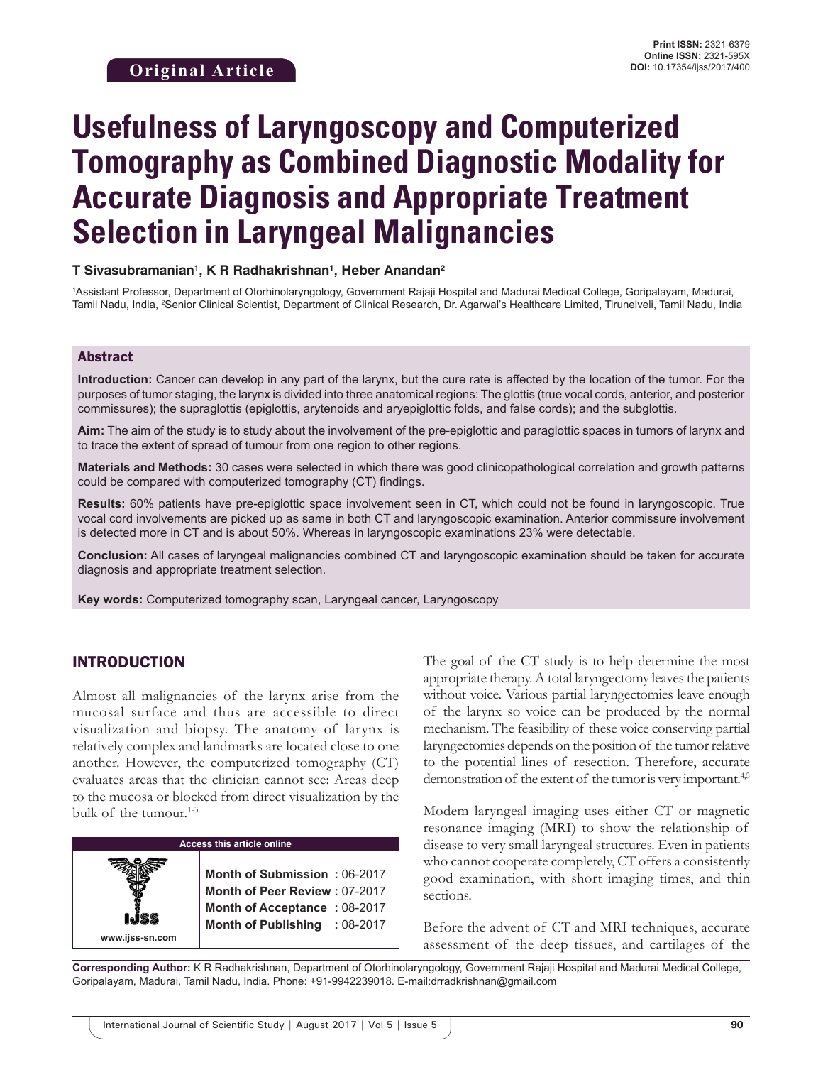Original Article

Print ISSN: 2321-6379
Online ISSN: 2321-595X
DOI: 10.17354/ijss/2017/400

# Usefulness of Laryngoscopy and Computerized Tomography as Combined Diagnostic Modality for Accurate Diagnosis and Appropriate Treatment Selection in Laryngeal Malignancies

**T Sivasubramanian[1], K R Radhakrishnan[1], Heber Anandan[2]**

[1]Assistant Professor, Department of Otorhinolaryngology, Government Rajaji Hospital and Madurai Medical College, Goripalayam, Madurai, Tamil Nadu, India, [2]Senior Clinical Scientist, Department of Clinical Research, Dr. Agarwal's Healthcare Limited, Tirunelveli, Tamil Nadu, India

## Abstract

**Introduction:** Cancer can develop in any part of the larynx, but the cure rate is affected by the location of the tumor. For the purposes of tumor staging, the larynx is divided into three anatomical regions: The glottis (true vocal cords, anterior, and posterior commissures); the supraglottis (epiglottis, arytenoids and aryepiglottic folds, and false cords); and the subglottis.

**Aim:** The aim of the study is to study about the involvement of the pre-epiglottic and paraglottic spaces in tumors of larynx and to trace the extent of spread of tumour from one region to other regions.

**Materials and Methods:** 30 cases were selected in which there was good clinicopathological correlation and growth patterns could be compared with computerized tomography (CT) findings.

**Results:** 60% patients have pre-epiglottic space involvement seen in CT, which could not be found in laryngoscopic. True vocal cord involvements are picked up as same in both CT and laryngoscopic examination. Anterior commissure involvement is detected more in CT and is about 50%. Whereas in laryngoscopic examinations 23% were detectable.

**Conclusion:** All cases of laryngeal malignancies combined CT and laryngoscopic examination should be taken for accurate diagnosis and appropriate treatment selection.

**Key words:** Computerized tomography scan, Laryngeal cancer, Laryngoscopy

## INTRODUCTION

Almost all malignancies of the larynx arise from the mucosal surface and thus are accessible to direct visualization and biopsy. The anatomy of larynx is relatively complex and landmarks are located close to one another. However, the computerized tomography (CT) evaluates areas that the clinician cannot see: Areas deep to the mucosa or blocked from direct visualization by the bulk of the tumour.[1-3]

| Access this article online | |
|---|---|
| www.ijss-sn.com | **Month of Submission :** 06-2017 |
| | **Month of Peer Review :** 07-2017 |
| | **Month of Acceptance :** 08-2017 |
| | **Month of Publishing :** 08-2017 |

The goal of the CT study is to help determine the most appropriate therapy. A total laryngectomy leaves the patients without voice. Various partial laryngectomies leave enough of the larynx so voice can be produced by the normal mechanism. The feasibility of these voice conserving partial laryngectomies depends on the position of the tumor relative to the potential lines of resection. Therefore, accurate demonstration of the extent of the tumor is very important.[4,5]

Modem laryngeal imaging uses either CT or magnetic resonance imaging (MRI) to show the relationship of disease to very small laryngeal structures. Even in patients who cannot cooperate completely, CT offers a consistently good examination, with short imaging times, and thin sections.

Before the advent of CT and MRI techniques, accurate assessment of the deep tissues, and cartilages of the

**Corresponding Author:** K R Radhakrishnan, Department of Otorhinolaryngology, Government Rajaji Hospital and Madurai Medical College, Goripalayam, Madurai, Tamil Nadu, India. Phone: +91-9942239018. E-mail:drradkrishnan@gmail.com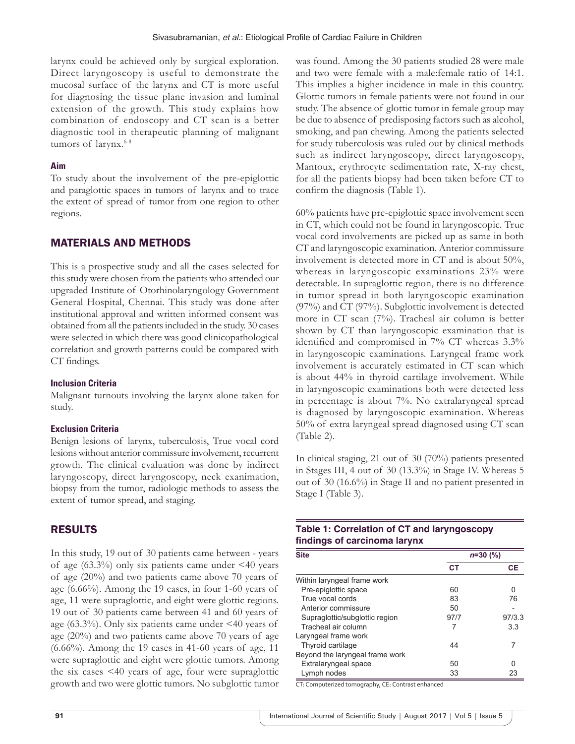larynx could be achieved only by surgical exploration. Direct laryngoscopy is useful to demonstrate the mucosal surface of the larynx and CT is more useful for diagnosing the tissue plane invasion and luminal extension of the growth. This study explains how combination of endoscopy and CT scan is a better diagnostic tool in therapeutic planning of malignant tumors of larynx.[6-8]

### Aim

To study about the involvement of the pre-epiglottic and paraglottic spaces in tumors of larynx and to trace the extent of spread of tumor from one region to other regions.

## MATERIALS AND METHODS

This is a prospective study and all the cases selected for this study were chosen from the patients who attended our upgraded Institute of Otorhinolaryngology Government General Hospital, Chennai. This study was done after institutional approval and written informed consent was obtained from all the patients included in the study. 30 cases were selected in which there was good clinicopathological correlation and growth patterns could be compared with CT findings.

### Inclusion Criteria

Malignant turnouts involving the larynx alone taken for study.

### Exclusion Criteria

Benign lesions of larynx, tuberculosis, True vocal cord lesions without anterior commissure involvement, recurrent growth. The clinical evaluation was done by indirect laryngoscopy, direct laryngoscopy, neck exanimation, biopsy from the tumor, radiologic methods to assess the extent of tumor spread, and staging.

## RESULTS

In this study, 19 out of 30 patients came between - years of age (63.3%) only six patients came under <40 years of age (20%) and two patients came above 70 years of age (6.66%). Among the 19 cases, in four 1-60 years of age, 11 were supraglottic, and eight were glottic regions. 19 out of 30 patients came between 41 and 60 years of age (63.3%). Only six patients came under <40 years of age (20%) and two patients came above 70 years of age (6.66%). Among the 19 cases in 41-60 years of age, 11 were supraglottic and eight were glottic tumors. Among the six cases <40 years of age, four were supraglottic growth and two were glottic tumors. No subglottic tumor was found. Among the 30 patients studied 28 were male and two were female with a male:female ratio of 14:1. This implies a higher incidence in male in this country. Glottic tumors in female patients were not found in our study. The absence of glottic tumor in female group may be due to absence of predisposing factors such as alcohol, smoking, and pan chewing. Among the patients selected for study tuberculosis was ruled out by clinical methods such as indirect laryngoscopy, direct laryngoscopy, Mantoux, erythrocyte sedimentation rate, X-ray chest, for all the patients biopsy had been taken before CT to confirm the diagnosis (Table 1).

60% patients have pre-epiglottic space involvement seen in CT, which could not be found in laryngoscopic. True vocal cord involvements are picked up as same in both CT and laryngoscopic examination. Anterior commissure involvement is detected more in CT and is about 50%, whereas in laryngoscopic examinations 23% were detectable. In supraglottic region, there is no difference in tumor spread in both laryngoscopic examination (97%) and CT (97%). Subglottic involvement is detected more in CT scan (7%). Tracheal air column is better shown by CT than laryngoscopic examination that is identified and compromised in 7% CT whereas 3.3% in laryngoscopic examinations. Laryngeal frame work involvement is accurately estimated in CT scan which is about 44% in thyroid cartilage involvement. While in laryngoscopic examinations both were detected less in percentage is about 7%. No extralaryngeal spread is diagnosed by laryngoscopic examination. Whereas 50% of extra laryngeal spread diagnosed using CT scan (Table 2).

In clinical staging, 21 out of 30 (70%) patients presented in Stages III, 4 out of 30 (13.3%) in Stage IV. Whereas 5 out of 30 (16.6%) in Stage II and no patient presented in Stage I (Table 3).

**Table 1: Correlation of CT and laryngoscopy findings of carcinoma larynx**

| Site | *n*=30 (%) | |
|---|---|---|
| | CT | CE |
| Within laryngeal frame work | | |
| Pre-epiglottic space | 60 | 0 |
| True vocal cords | 83 | 76 |
| Anterior commissure | 50 | - |
| Supraglottic/subglottic region | 97/7 | 97/3.3 |
| Tracheal air column | 7 | 3.3 |
| Laryngeal frame work | | |
| Thyroid cartilage | 44 | 7 |
| Beyond the laryngeal frame work | | |
| Extralaryngeal space | 50 | 0 |
| Lymph nodes | 33 | 23 |

CT: Computerized tomography, CE: Contrast enhanced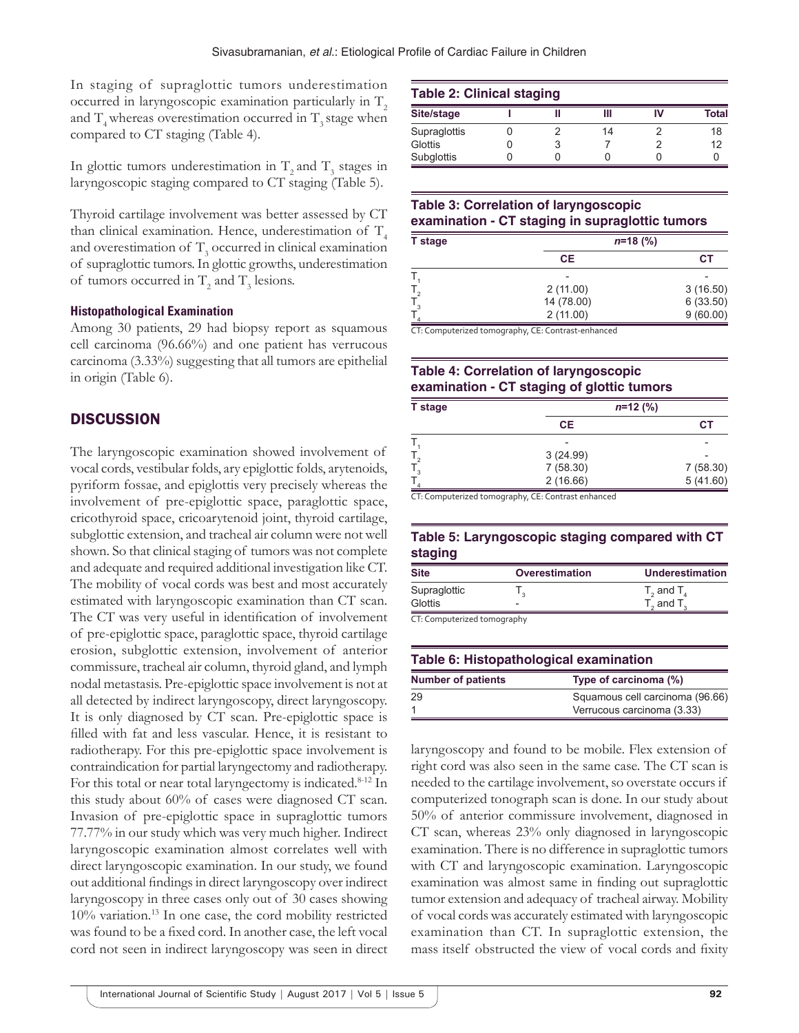In staging of supraglottic tumors underestimation occurred in laryngoscopic examination particularly in $T_2$ and $T_4$ whereas overestimation occurred in $T_3$ stage when compared to CT staging (Table 4).

In glottic tumors underestimation in $T_2$ and $T_3$ stages in laryngoscopic staging compared to CT staging (Table 5).

Thyroid cartilage involvement was better assessed by CT than clinical examination. Hence, underestimation of $T_4$ and overestimation of $T_3$ occurred in clinical examination of supraglottic tumors. In glottic growths, underestimation of tumors occurred in $T_2$ and $T_3$ lesions.

### Histopathological Examination

Among 30 patients, 29 had biopsy report as squamous cell carcinoma (96.66%) and one patient has verrucous carcinoma (3.33%) suggesting that all tumors are epithelial in origin (Table 6).

## DISCUSSION

The laryngoscopic examination showed involvement of vocal cords, vestibular folds, ary epiglottic folds, arytenoids, pyriform fossae, and epiglottis very precisely whereas the involvement of pre-epiglottic space, paraglottic space, cricothyroid space, cricoarytenoid joint, thyroid cartilage, subglottic extension, and tracheal air column were not well shown. So that clinical staging of tumors was not complete and adequate and required additional investigation like CT. The mobility of vocal cords was best and most accurately estimated with laryngoscopic examination than CT scan. The CT was very useful in identification of involvement of pre-epiglottic space, paraglottic space, thyroid cartilage erosion, subglottic extension, involvement of anterior commissure, tracheal air column, thyroid gland, and lymph nodal metastasis. Pre-epiglottic space involvement is not at all detected by indirect laryngoscopy, direct laryngoscopy. It is only diagnosed by CT scan. Pre-epiglottic space is filled with fat and less vascular. Hence, it is resistant to radiotherapy. For this pre-epiglottic space involvement is contraindication for partial laryngectomy and radiotherapy. For this total or near total laryngectomy is indicated.[8-12] In this study about 60% of cases were diagnosed CT scan. Invasion of pre-epiglottic space in supraglottic tumors 77.77% in our study which was very much higher. Indirect laryngoscopic examination almost correlates well with direct laryngoscopic examination. In our study, we found out additional findings in direct laryngoscopy over indirect laryngoscopy in three cases only out of 30 cases showing 10% variation.[13] In one case, the cord mobility restricted was found to be a fixed cord. In another case, the left vocal cord not seen in indirect laryngoscopy was seen in direct laryngoscopy and found to be mobile. Flex extension of right cord was also seen in the same case. The CT scan is needed to the cartilage involvement, so overstate occurs if computerized tonograph scan is done. In our study about 50% of anterior commissure involvement, diagnosed in CT scan, whereas 23% only diagnosed in laryngoscopic examination. There is no difference in supraglottic tumors with CT and laryngoscopic examination. Laryngoscopic examination was almost same in finding out supraglottic tumor extension and adequacy of tracheal airway. Mobility of vocal cords was accurately estimated with laryngoscopic examination than CT. In supraglottic extension, the mass itself obstructed the view of vocal cords and fixity

**Table 2: Clinical staging**

| Site/stage | I | II | III | IV | Total |
|---|---|---|---|---|---|
| Supraglottis | 0 | 2 | 14 | 2 | 18 |
| Glottis | 0 | 3 | 7 | 2 | 12 |
| Subglottis | 0 | 0 | 0 | 0 | 0 |

**Table 3: Correlation of laryngoscopic examination - CT staging in supraglottic tumors**

| T stage | n=18 (%) | |
|---|---|---|
| | CE | CT |
| $T_1$ | - | - |
| $T_2$ | 2 (11.00) | 3 (16.50) |
| $T_3$ | 14 (78.00) | 6 (33.50) |
| $T_4$ | 2 (11.00) | 9 (60.00) |

CT: Computerized tomography, CE: Contrast-enhanced

**Table 4: Correlation of laryngoscopic examination - CT staging of glottic tumors**

| T stage | n=12 (%) | |
|---|---|---|
| | CE | CT |
| $T_1$ | - | - |
| $T_2$ | 3 (24.99) | - |
| $T_3$ | 7 (58.30) | 7 (58.30) |
| $T_4$ | 2 (16.66) | 5 (41.60) |

CT: Computerized tomography, CE: Contrast enhanced

**Table 5: Laryngoscopic staging compared with CT staging**

| Site | Overestimation | Underestimation |
|---|---|---|
| Supraglottic | $T_3$ | $T_2$ and $T_4$ |
| Glottis | - | $T_2$ and $T_3$ |

CT: Computerized tomography

**Table 6: Histopathological examination**

| Number of patients | Type of carcinoma (%) |
|---|---|
| 29 | Squamous cell carcinoma (96.66) |
| 1 | Verrucous carcinoma (3.33) |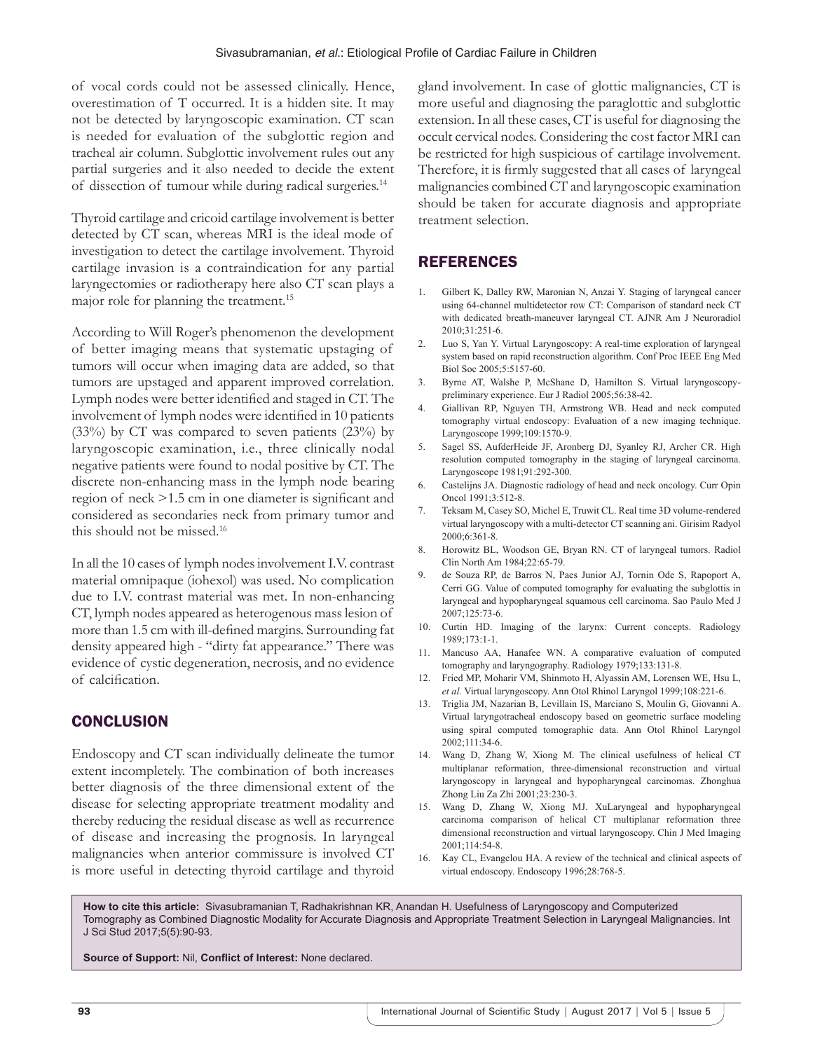of vocal cords could not be assessed clinically. Hence, overestimation of T occurred. It is a hidden site. It may not be detected by laryngoscopic examination. CT scan is needed for evaluation of the subglottic region and tracheal air column. Subglottic involvement rules out any partial surgeries and it also needed to decide the extent of dissection of tumour while during radical surgeries.[14]

Thyroid cartilage and cricoid cartilage involvement is better detected by CT scan, whereas MRI is the ideal mode of investigation to detect the cartilage involvement. Thyroid cartilage invasion is a contraindication for any partial laryngectomies or radiotherapy here also CT scan plays a major role for planning the treatment.[15]

According to Will Roger's phenomenon the development of better imaging means that systematic upstaging of tumors will occur when imaging data are added, so that tumors are upstaged and apparent improved correlation. Lymph nodes were better identified and staged in CT. The involvement of lymph nodes were identified in 10 patients (33%) by CT was compared to seven patients (23%) by laryngoscopic examination, i.e., three clinically nodal negative patients were found to nodal positive by CT. The discrete non-enhancing mass in the lymph node bearing region of neck >1.5 cm in one diameter is significant and considered as secondaries neck from primary tumor and this should not be missed.[16]

In all the 10 cases of lymph nodes involvement I.V. contrast material omnipaque (iohexol) was used. No complication due to I.V. contrast material was met. In non-enhancing CT, lymph nodes appeared as heterogenous mass lesion of more than 1.5 cm with ill-defined margins. Surrounding fat density appeared high - "dirty fat appearance." There was evidence of cystic degeneration, necrosis, and no evidence of calcification.

## CONCLUSION

Endoscopy and CT scan individually delineate the tumor extent incompletely. The combination of both increases better diagnosis of the three dimensional extent of the disease for selecting appropriate treatment modality and thereby reducing the residual disease as well as recurrence of disease and increasing the prognosis. In laryngeal malignancies when anterior commissure is involved CT is more useful in detecting thyroid cartilage and thyroid gland involvement. In case of glottic malignancies, CT is more useful and diagnosing the paraglottic and subglottic extension. In all these cases, CT is useful for diagnosing the occult cervical nodes. Considering the cost factor MRI can be restricted for high suspicious of cartilage involvement. Therefore, it is firmly suggested that all cases of laryngeal malignancies combined CT and laryngoscopic examination should be taken for accurate diagnosis and appropriate treatment selection.

## REFERENCES

1. Gilbert K, Dalley RW, Maronian N, Anzai Y. Staging of laryngeal cancer using 64-channel multidetector row CT: Comparison of standard neck CT with dedicated breath-maneuver laryngeal CT. AJNR Am J Neuroradiol 2010;31:251-6.
2. Luo S, Yan Y. Virtual Laryngoscopy: A real-time exploration of laryngeal system based on rapid reconstruction algorithm. Conf Proc IEEE Eng Med Biol Soc 2005;5:5157-60.
3. Byrne AT, Walshe P, McShane D, Hamilton S. Virtual laryngoscopy-preliminary experience. Eur J Radiol 2005;56:38-42.
4. Giallivan RP, Nguyen TH, Armstrong WB. Head and neck computed tomography virtual endoscopy: Evaluation of a new imaging technique. Laryngoscope 1999;109:1570-9.
5. Sagel SS, AufderHeide JF, Aronberg DJ, Syanley RJ, Archer CR. High resolution computed tomography in the staging of laryngeal carcinoma. Laryngoscope 1981;91:292-300.
6. Castelijns JA. Diagnostic radiology of head and neck oncology. Curr Opin Oncol 1991;3:512-8.
7. Teksam M, Casey SO, Michel E, Truwit CL. Real time 3D volume-rendered virtual laryngoscopy with a multi-detector CT scanning ani. Girisim Radyol 2000;6:361-8.
8. Horowitz BL, Woodson GE, Bryan RN. CT of laryngeal tumors. Radiol Clin North Am 1984;22:65-79.
9. de Souza RP, de Barros N, Paes Junior AJ, Tornin Ode S, Rapoport A, Cerri GG. Value of computed tomography for evaluating the subglottis in laryngeal and hypopharyngeal squamous cell carcinoma. Sao Paulo Med J 2007;125:73-6.
10. Curtin HD. Imaging of the larynx: Current concepts. Radiology 1989;173:1-1.
11. Mancuso AA, Hanafee WN. A comparative evaluation of computed tomography and laryngography. Radiology 1979;133:131-8.
12. Fried MP, Moharir VM, Shinmoto H, Alyassin AM, Lorensen WE, Hsu L, *et al.* Virtual laryngoscopy. Ann Otol Rhinol Laryngol 1999;108:221-6.
13. Triglia JM, Nazarian B, Levillain IS, Marciano S, Moulin G, Giovanni A. Virtual laryngotracheal endoscopy based on geometric surface modeling using spiral computed tomographic data. Ann Otol Rhinol Laryngol 2002;111:34-6.
14. Wang D, Zhang W, Xiong M. The clinical usefulness of helical CT multiplanar reformation, three-dimensional reconstruction and virtual laryngoscopy in laryngeal and hypopharyngeal carcinomas. Zhonghua Zhong Liu Za Zhi 2001;23:230-3.
15. Wang D, Zhang W, Xiong MJ. XuLaryngeal and hypopharyngeal carcinoma comparison of helical CT multiplanar reformation three dimensional reconstruction and virtual laryngoscopy. Chin J Med Imaging 2001;114:54-8.
16. Kay CL, Evangelou HA. A review of the technical and clinical aspects of virtual endoscopy. Endoscopy 1996;28:768-5.

**How to cite this article:** Sivasubramanian T, Radhakrishnan KR, Anandan H. Usefulness of Laryngoscopy and Computerized Tomography as Combined Diagnostic Modality for Accurate Diagnosis and Appropriate Treatment Selection in Laryngeal Malignancies. Int J Sci Stud 2017;5(5):90-93.

**Source of Support:** Nil, **Conflict of Interest:** None declared.